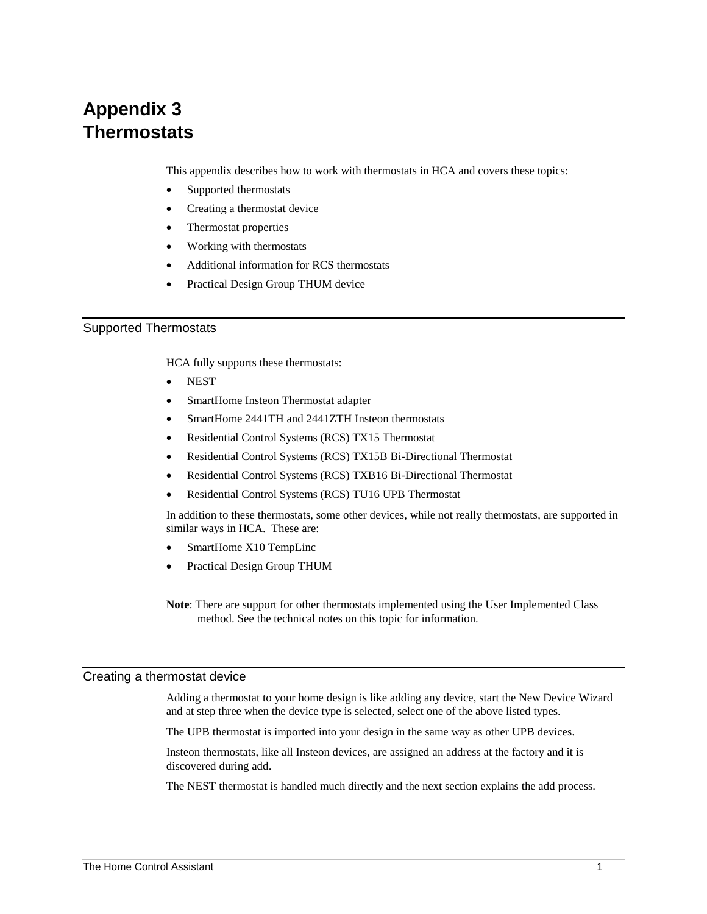# Appendix 3
# Thermostats

This appendix describes how to work with thermostats in HCA and covers these topics:

- Supported thermostats
- Creating a thermostat device
- Thermostat properties
- Working with thermostats
- Additional information for RCS thermostats
- Practical Design Group THUM device

## Supported Thermostats

HCA fully supports these thermostats:

- NEST
- SmartHome Insteon Thermostat adapter
- SmartHome 2441TH and 2441ZTH Insteon thermostats
- Residential Control Systems (RCS) TX15 Thermostat
- Residential Control Systems (RCS) TX15B Bi-Directional Thermostat
- Residential Control Systems (RCS) TXB16 Bi-Directional Thermostat
- Residential Control Systems (RCS) TU16 UPB Thermostat

In addition to these thermostats, some other devices, while not really thermostats, are supported in similar ways in HCA. These are:

- SmartHome X10 TempLinc
- Practical Design Group THUM

**Note**: There are support for other thermostats implemented using the User Implemented Class method. See the technical notes on this topic for information.

## Creating a thermostat device

Adding a thermostat to your home design is like adding any device, start the New Device Wizard and at step three when the device type is selected, select one of the above listed types.

The UPB thermostat is imported into your design in the same way as other UPB devices.

Insteon thermostats, like all Insteon devices, are assigned an address at the factory and it is discovered during add.

The NEST thermostat is handled much directly and the next section explains the add process.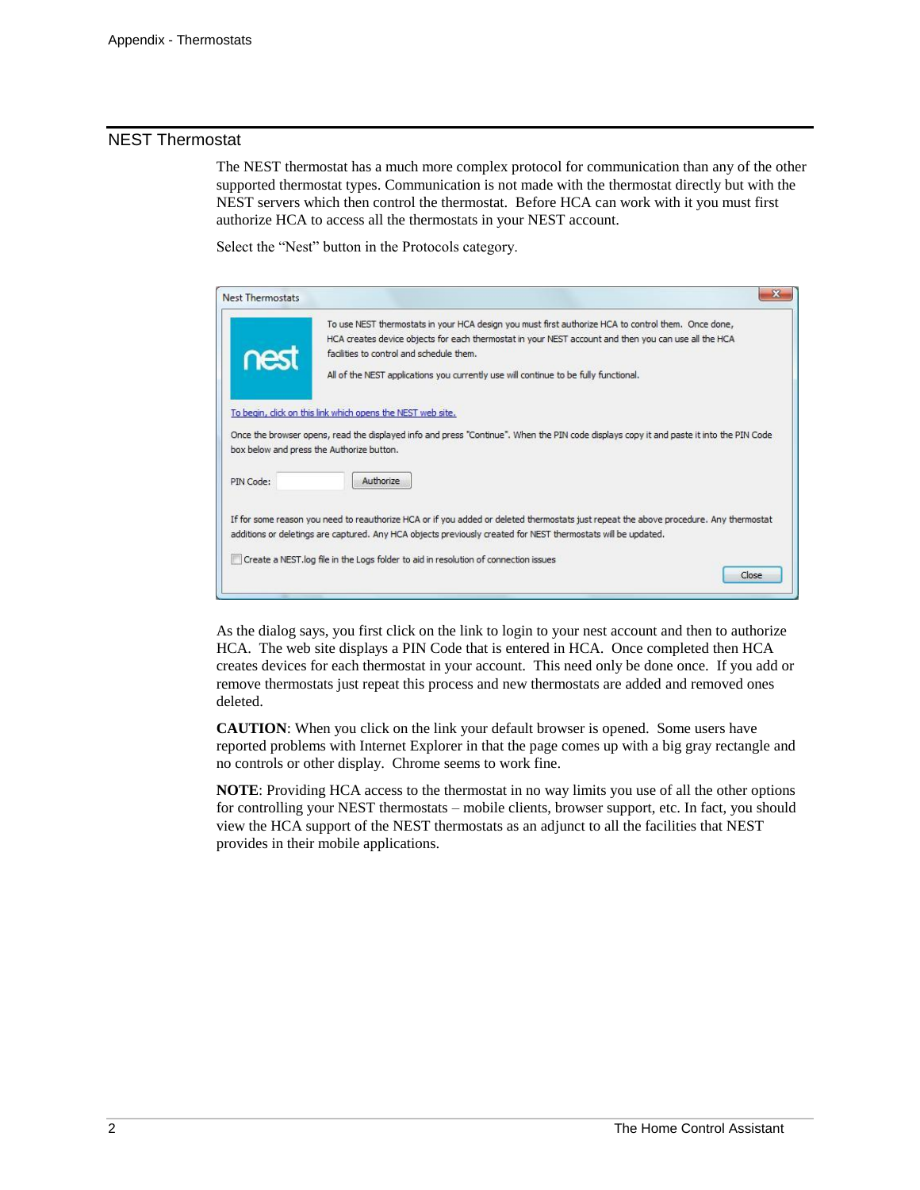## NEST Thermostat

The NEST thermostat has a much more complex protocol for communication than any of the other supported thermostat types. Communication is not made with the thermostat directly but with the NEST servers which then control the thermostat. Before HCA can work with it you must first authorize HCA to access all the thermostats in your NEST account.

Select the "Nest" button in the Protocols category.

Nest Thermostats

nest

To use NEST thermostats in your HCA design you must first authorize HCA to control them. Once done, HCA creates device objects for each thermostat in your NEST account and then you can use all the HCA facilities to control and schedule them.

All of the NEST applications you currently use will continue to be fully functional.

To begin, click on this link which opens the NEST web site.

Once the browser opens, read the displayed info and press "Continue". When the PIN code displays copy it and paste it into the PIN Code box below and press the Authorize button.

PIN Code: [ ] Authorize

If for some reason you need to reauthorize HCA or if you added or deleted thermostats just repeat the above procedure. Any thermostat additions or deletings are captured. Any HCA objects previously created for NEST thermostats will be updated.

Create a NEST.log file in the Logs folder to aid in resolution of connection issues

Close

As the dialog says, you first click on the link to login to your nest account and then to authorize HCA. The web site displays a PIN Code that is entered in HCA. Once completed then HCA creates devices for each thermostat in your account. This need only be done once. If you add or remove thermostats just repeat this process and new thermostats are added and removed ones deleted.

**CAUTION**: When you click on the link your default browser is opened. Some users have reported problems with Internet Explorer in that the page comes up with a big gray rectangle and no controls or other display. Chrome seems to work fine.

**NOTE**: Providing HCA access to the thermostat in no way limits you use of all the other options for controlling your NEST thermostats – mobile clients, browser support, etc. In fact, you should view the HCA support of the NEST thermostats as an adjunct to all the facilities that NEST provides in their mobile applications.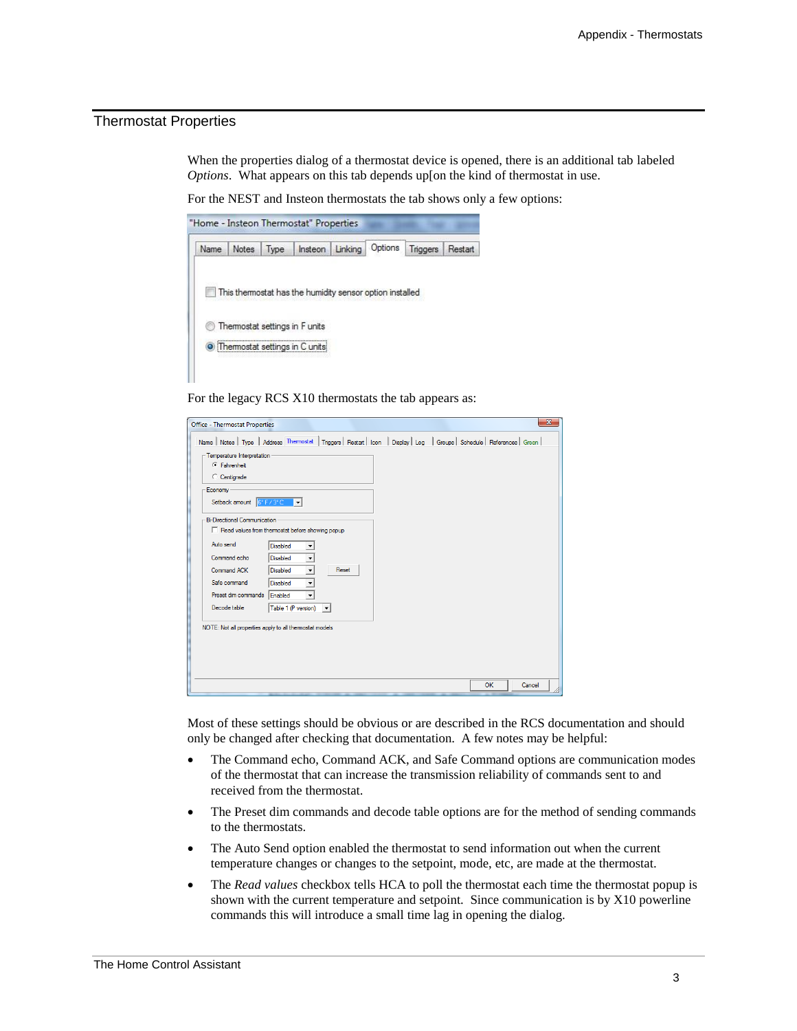## Thermostat Properties

When the properties dialog of a thermostat device is opened, there is an additional tab labeled *Options*. What appears on this tab depends up[on the kind of thermostat in use.

For the NEST and Insteon thermostats the tab shows only a few options:

For the legacy RCS X10 thermostats the tab appears as:

Most of these settings should be obvious or are described in the RCS documentation and should only be changed after checking that documentation. A few notes may be helpful:

- The Command echo, Command ACK, and Safe Command options are communication modes of the thermostat that can increase the transmission reliability of commands sent to and received from the thermostat.
- The Preset dim commands and decode table options are for the method of sending commands to the thermostats.
- The Auto Send option enabled the thermostat to send information out when the current temperature changes or changes to the setpoint, mode, etc, are made at the thermostat.
- The *Read values* checkbox tells HCA to poll the thermostat each time the thermostat popup is shown with the current temperature and setpoint. Since communication is by X10 powerline commands this will introduce a small time lag in opening the dialog.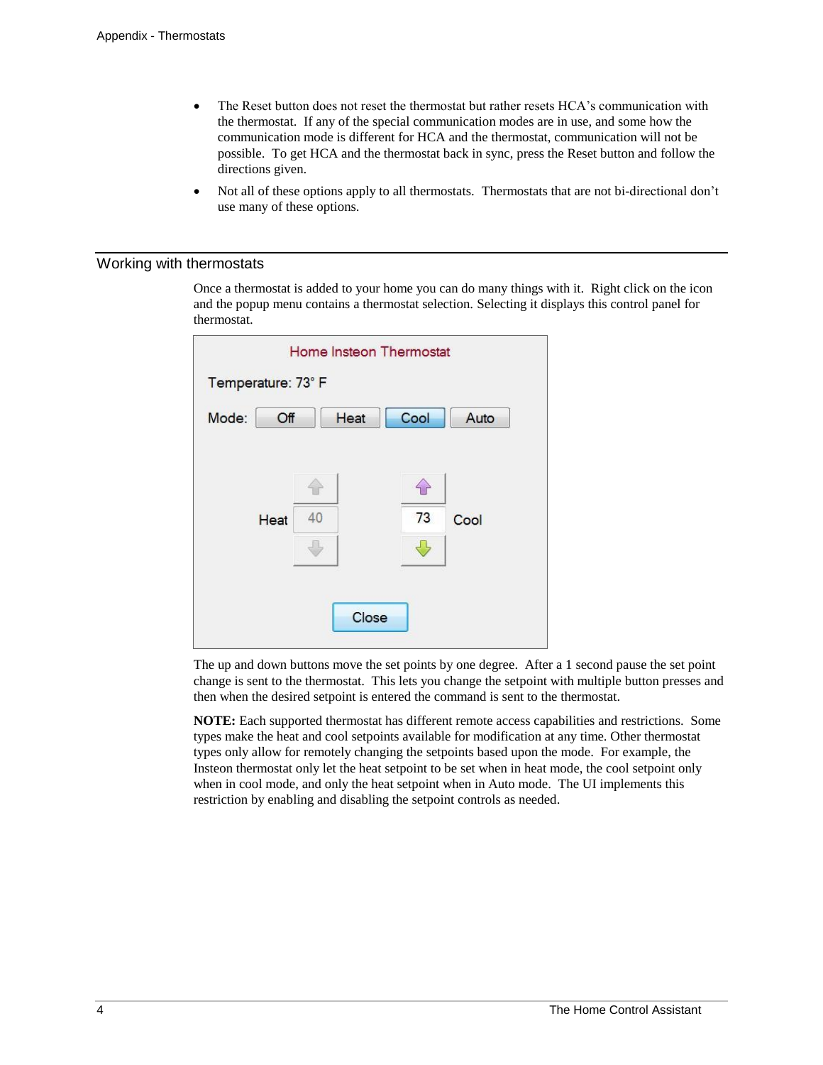- The Reset button does not reset the thermostat but rather resets HCA's communication with the thermostat. If any of the special communication modes are in use, and some how the communication mode is different for HCA and the thermostat, communication will not be possible. To get HCA and the thermostat back in sync, press the Reset button and follow the directions given.
- Not all of these options apply to all thermostats. Thermostats that are not bi-directional don't use many of these options.

## Working with thermostats

Once a thermostat is added to your home you can do many things with it. Right click on the icon and the popup menu contains a thermostat selection. Selecting it displays this control panel for thermostat.

The up and down buttons move the set points by one degree. After a 1 second pause the set point change is sent to the thermostat. This lets you change the setpoint with multiple button presses and then when the desired setpoint is entered the command is sent to the thermostat.

**NOTE:** Each supported thermostat has different remote access capabilities and restrictions. Some types make the heat and cool setpoints available for modification at any time. Other thermostat types only allow for remotely changing the setpoints based upon the mode. For example, the Insteon thermostat only let the heat setpoint to be set when in heat mode, the cool setpoint only when in cool mode, and only the heat setpoint when in Auto mode. The UI implements this restriction by enabling and disabling the setpoint controls as needed.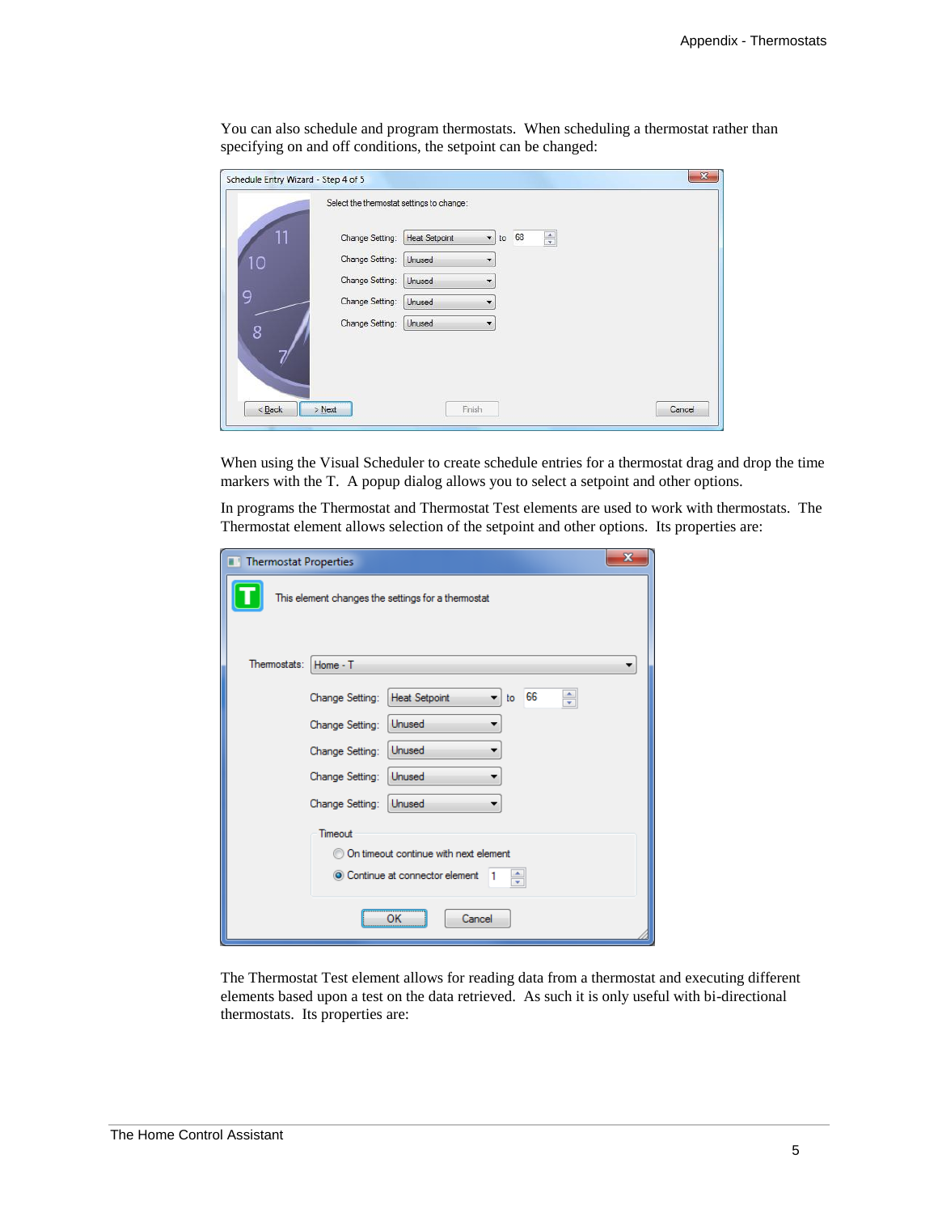You can also schedule and program thermostats. When scheduling a thermostat rather than specifying on and off conditions, the setpoint can be changed:

When using the Visual Scheduler to create schedule entries for a thermostat drag and drop the time markers with the T. A popup dialog allows you to select a setpoint and other options.

In programs the Thermostat and Thermostat Test elements are used to work with thermostats. The Thermostat element allows selection of the setpoint and other options. Its properties are:

The Thermostat Test element allows for reading data from a thermostat and executing different elements based upon a test on the data retrieved. As such it is only useful with bi-directional thermostats. Its properties are: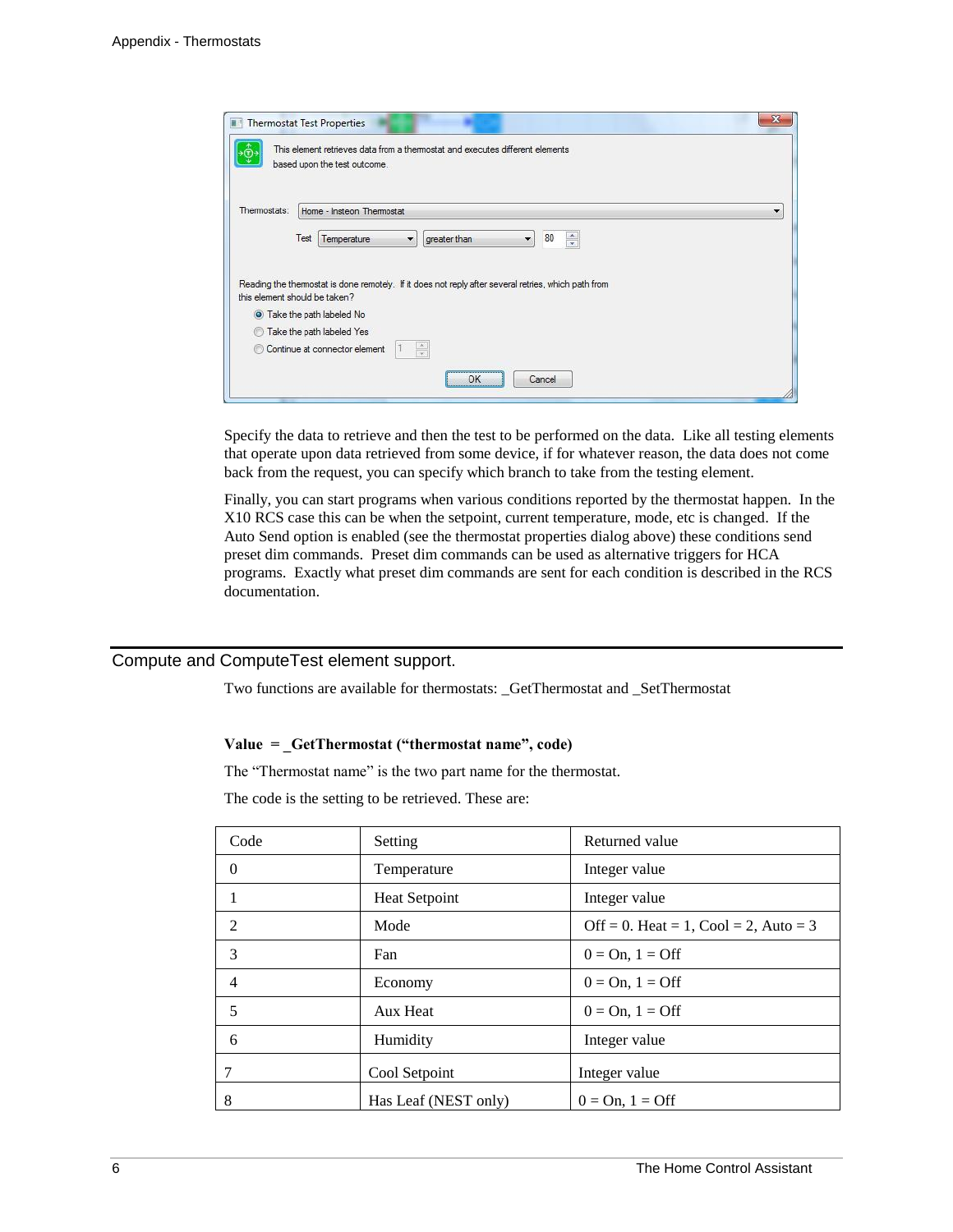Specify the data to retrieve and then the test to be performed on the data. Like all testing elements that operate upon data retrieved from some device, if for whatever reason, the data does not come back from the request, you can specify which branch to take from the testing element.

Finally, you can start programs when various conditions reported by the thermostat happen. In the X10 RCS case this can be when the setpoint, current temperature, mode, etc is changed. If the Auto Send option is enabled (see the thermostat properties dialog above) these conditions send preset dim commands. Preset dim commands can be used as alternative triggers for HCA programs. Exactly what preset dim commands are sent for each condition is described in the RCS documentation.

## Compute and ComputeTest element support.

Two functions are available for thermostats: _GetThermostat and _SetThermostat

**Value = _GetThermostat ("thermostat name", code)**

The "Thermostat name" is the two part name for the thermostat.

The code is the setting to be retrieved. These are:

| Code | Setting | Returned value |
|---|---|---|
| 0 | Temperature | Integer value |
| 1 | Heat Setpoint | Integer value |
| 2 | Mode | Off = 0. Heat = 1, Cool = 2, Auto = 3 |
| 3 | Fan | 0 = On, 1 = Off |
| 4 | Economy | 0 = On, 1 = Off |
| 5 | Aux Heat | 0 = On, 1 = Off |
| 6 | Humidity | Integer value |
| 7 | Cool Setpoint | Integer value |
| 8 | Has Leaf (NEST only) | 0 = On, 1 = Off |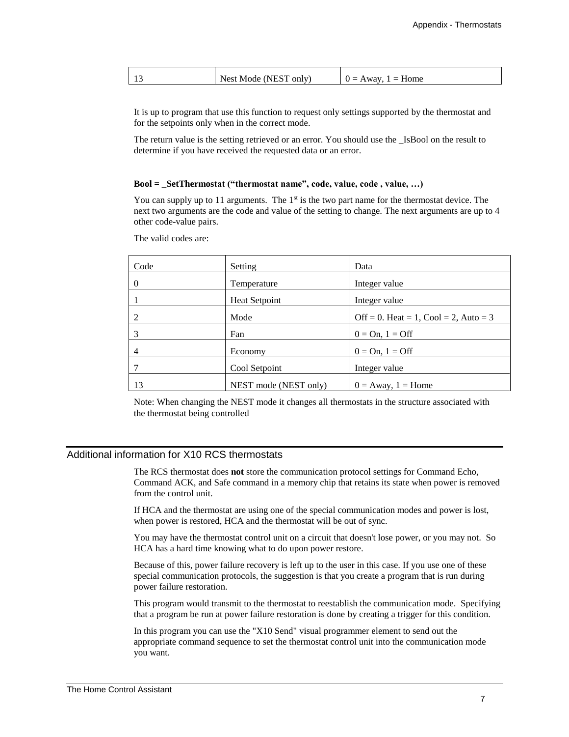| 13 | Nest Mode (NEST only) | 0 = Away, 1 = Home |
|---|---|---|

It is up to program that use this function to request only settings supported by the thermostat and for the setpoints only when in the correct mode.

The return value is the setting retrieved or an error. You should use the _IsBool on the result to determine if you have received the requested data or an error.

**Bool = _SetThermostat ("thermostat name", code, value, code , value, …)**

You can supply up to 11 arguments. The 1st is the two part name for the thermostat device. The next two arguments are the code and value of the setting to change. The next arguments are up to 4 other code-value pairs.

The valid codes are:

| Code | Setting | Data |
|---|---|---|
| 0 | Temperature | Integer value |
| 1 | Heat Setpoint | Integer value |
| 2 | Mode | Off = 0. Heat = 1, Cool = 2, Auto = 3 |
| 3 | Fan | 0 = On, 1 = Off |
| 4 | Economy | 0 = On, 1 = Off |
| 7 | Cool Setpoint | Integer value |
| 13 | NEST mode (NEST only) | 0 = Away, 1 = Home |

Note: When changing the NEST mode it changes all thermostats in the structure associated with the thermostat being controlled

## Additional information for X10 RCS thermostats

The RCS thermostat does **not** store the communication protocol settings for Command Echo, Command ACK, and Safe command in a memory chip that retains its state when power is removed from the control unit.

If HCA and the thermostat are using one of the special communication modes and power is lost, when power is restored, HCA and the thermostat will be out of sync.

You may have the thermostat control unit on a circuit that doesn't lose power, or you may not. So HCA has a hard time knowing what to do upon power restore.

Because of this, power failure recovery is left up to the user in this case. If you use one of these special communication protocols, the suggestion is that you create a program that is run during power failure restoration.

This program would transmit to the thermostat to reestablish the communication mode. Specifying that a program be run at power failure restoration is done by creating a trigger for this condition.

In this program you can use the "X10 Send" visual programmer element to send out the appropriate command sequence to set the thermostat control unit into the communication mode you want.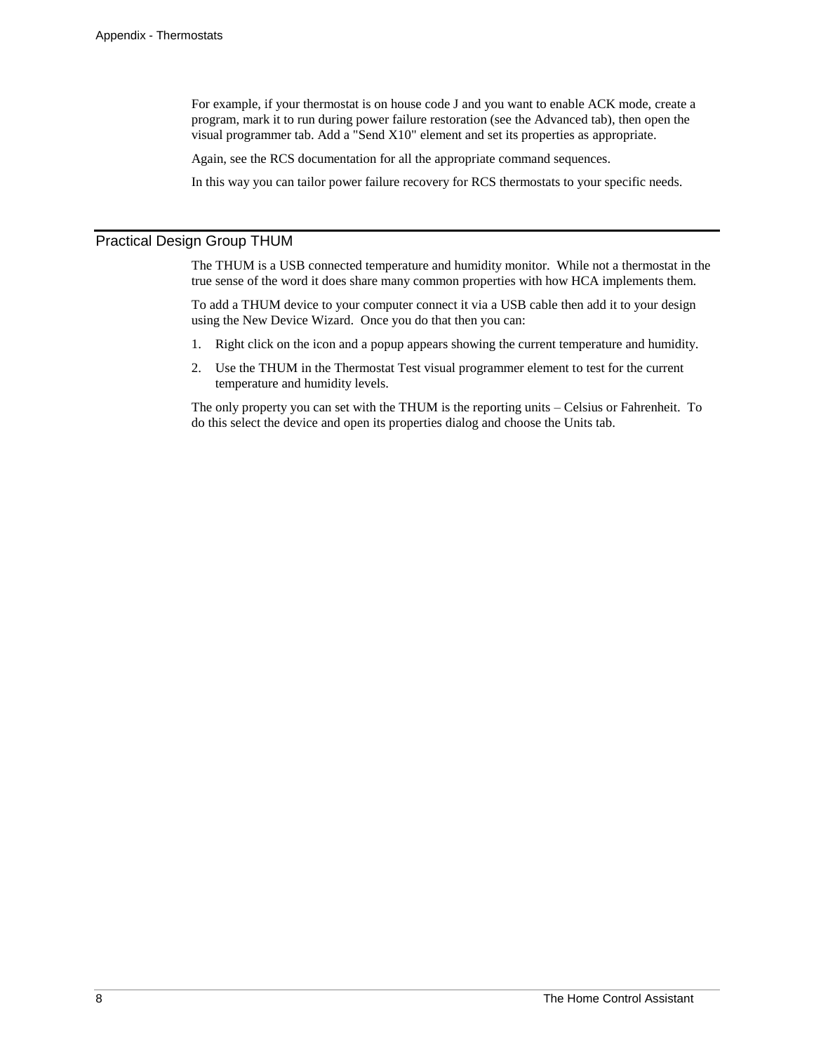For example, if your thermostat is on house code J and you want to enable ACK mode, create a program, mark it to run during power failure restoration (see the Advanced tab), then open the visual programmer tab. Add a "Send X10" element and set its properties as appropriate.

Again, see the RCS documentation for all the appropriate command sequences.

In this way you can tailor power failure recovery for RCS thermostats to your specific needs.

## Practical Design Group THUM

The THUM is a USB connected temperature and humidity monitor. While not a thermostat in the true sense of the word it does share many common properties with how HCA implements them.

To add a THUM device to your computer connect it via a USB cable then add it to your design using the New Device Wizard. Once you do that then you can:

1. Right click on the icon and a popup appears showing the current temperature and humidity.
2. Use the THUM in the Thermostat Test visual programmer element to test for the current temperature and humidity levels.

The only property you can set with the THUM is the reporting units – Celsius or Fahrenheit. To do this select the device and open its properties dialog and choose the Units tab.